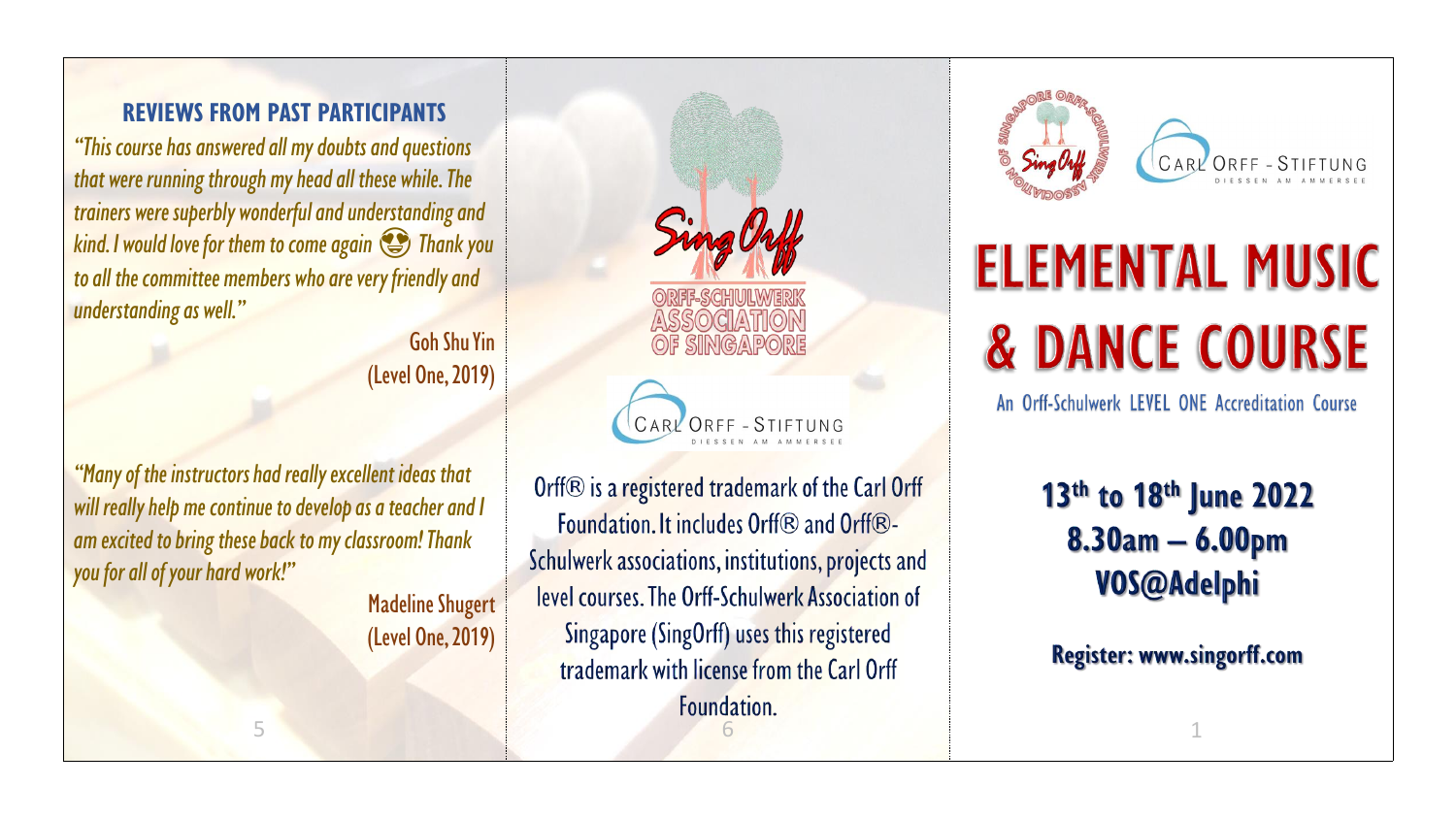## REVIEWS FROM PAST PARTICIPANTS

*"This course has answered all my doubts and questions that were running through my head all these while. The trainers were superbly wonderful and understanding and kind. I would love for them to come again 😍 Thank you to all the committee members who are very friendly and understanding as well."*

Goh Shu Yin
(Level One, 2019)

*"Many of the instructors had really excellent ideas that will really help me continue to develop as a teacher and I am excited to bring these back to my classroom! Thank you for all of your hard work!"*

Madeline Shugert
(Level One, 2019)

SingOrff

ORFF-SCHULWERK ASSOCIATION OF SINGAPORE

CARL ORFF - STIFTUNG
DIESSEN AM AMMERSEE

Orff® is a registered trademark of the Carl Orff Foundation. It includes Orff® and Orff®-Schulwerk associations, institutions, projects and level courses. The Orff-Schulwerk Association of Singapore (SingOrff) uses this registered trademark with license from the Carl Orff Foundation.

SingOrff — ORFF-SCHULWERK ASSOCIATION OF SINGAPORE

CARL ORFF - STIFTUNG
DIESSEN AM AMMERSEE

# ELEMENTAL MUSIC & DANCE COURSE

An Orff-Schulwerk LEVEL ONE Accreditation Course

**13th to 18th June 2022**
**8.30am – 6.00pm**
**VOS@Adelphi**

**Register: www.singorff.com**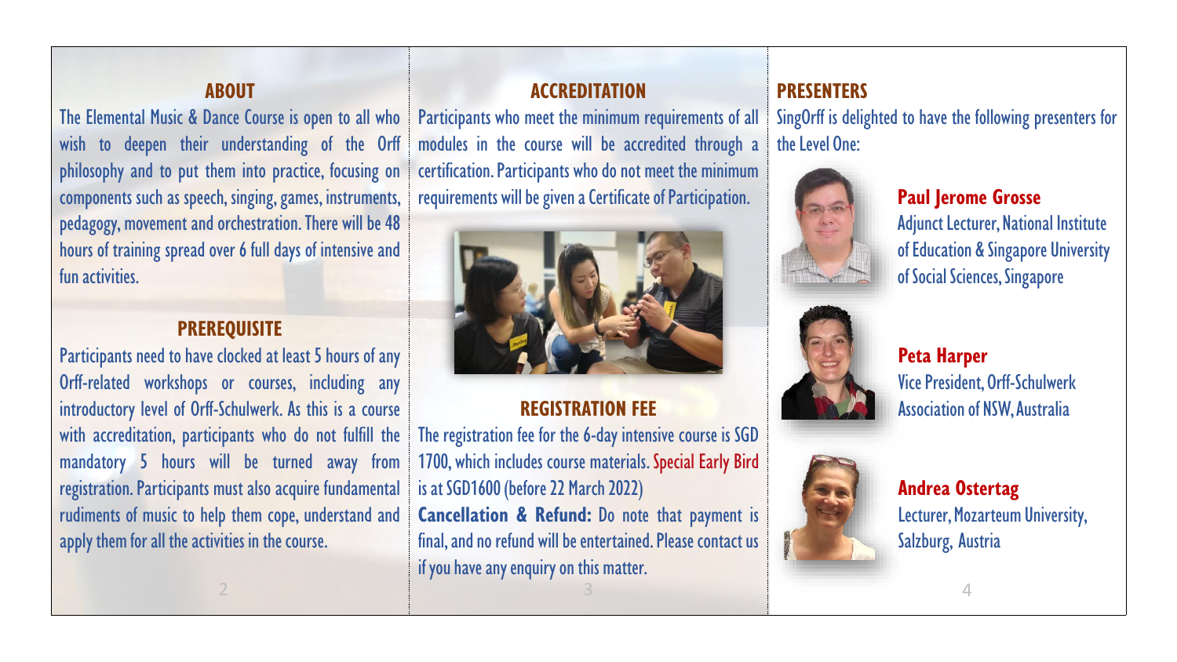## ABOUT

The Elemental Music & Dance Course is open to all who wish to deepen their understanding of the Orff philosophy and to put them into practice, focusing on components such as speech, singing, games, instruments, pedagogy, movement and orchestration. There will be 48 hours of training spread over 6 full days of intensive and fun activities.

## PREREQUISITE

Participants need to have clocked at least 5 hours of any Orff-related workshops or courses, including any introductory level of Orff-Schulwerk. As this is a course with accreditation, participants who do not fulfill the mandatory 5 hours will be turned away from registration. Participants must also acquire fundamental rudiments of music to help them cope, understand and apply them for all the activities in the course.

## ACCREDITATION

Participants who meet the minimum requirements of all modules in the course will be accredited through a certification. Participants who do not meet the minimum requirements will be given a Certificate of Participation.

## REGISTRATION FEE

The registration fee for the 6-day intensive course is SGD 1700, which includes course materials. Special Early Bird is at SGD1600 (before 22 March 2022)

**Cancellation & Refund:** Do note that payment is final, and no refund will be entertained. Please contact us if you have any enquiry on this matter.

## PRESENTERS

SingOrff is delighted to have the following presenters for the Level One:

**Paul Jerome Grosse**
Adjunct Lecturer, National Institute of Education & Singapore University of Social Sciences, Singapore

**Peta Harper**
Vice President, Orff-Schulwerk Association of NSW, Australia

**Andrea Ostertag**
Lecturer, Mozarteum University, Salzburg, Austria